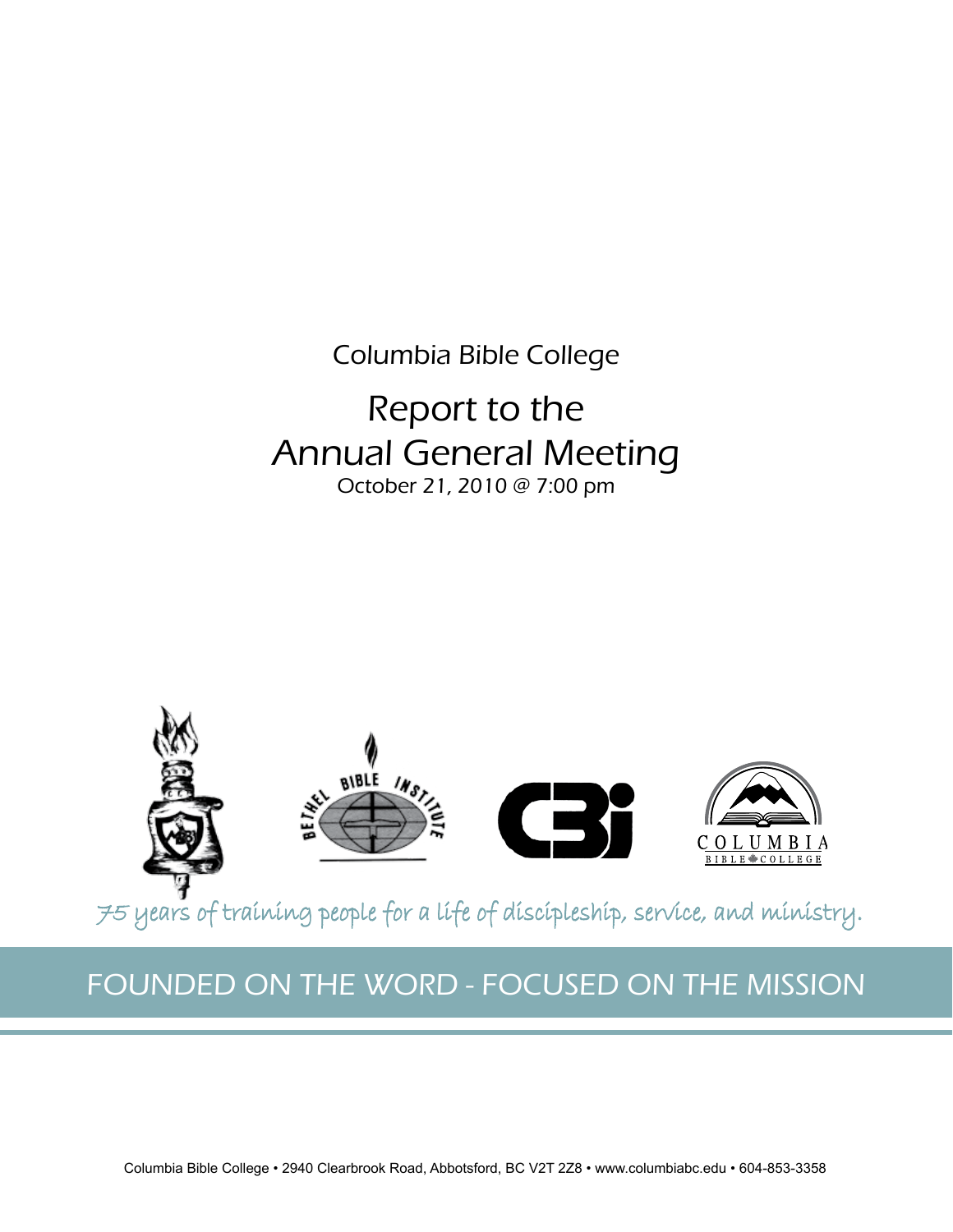Columbia Bible College

# Report to the Annual General Meeting

October 21, 2010 @ 7:00 pm

*75 years of training people for a life of discipleship, service, and ministry.*

FOUNDED ON THE WORD - FOCUSED ON THE MISSION

Columbia Bible College • 2940 Clearbrook Road, Abbotsford, BC V2T 2Z8 • www.columbiabc.edu • 604-853-3358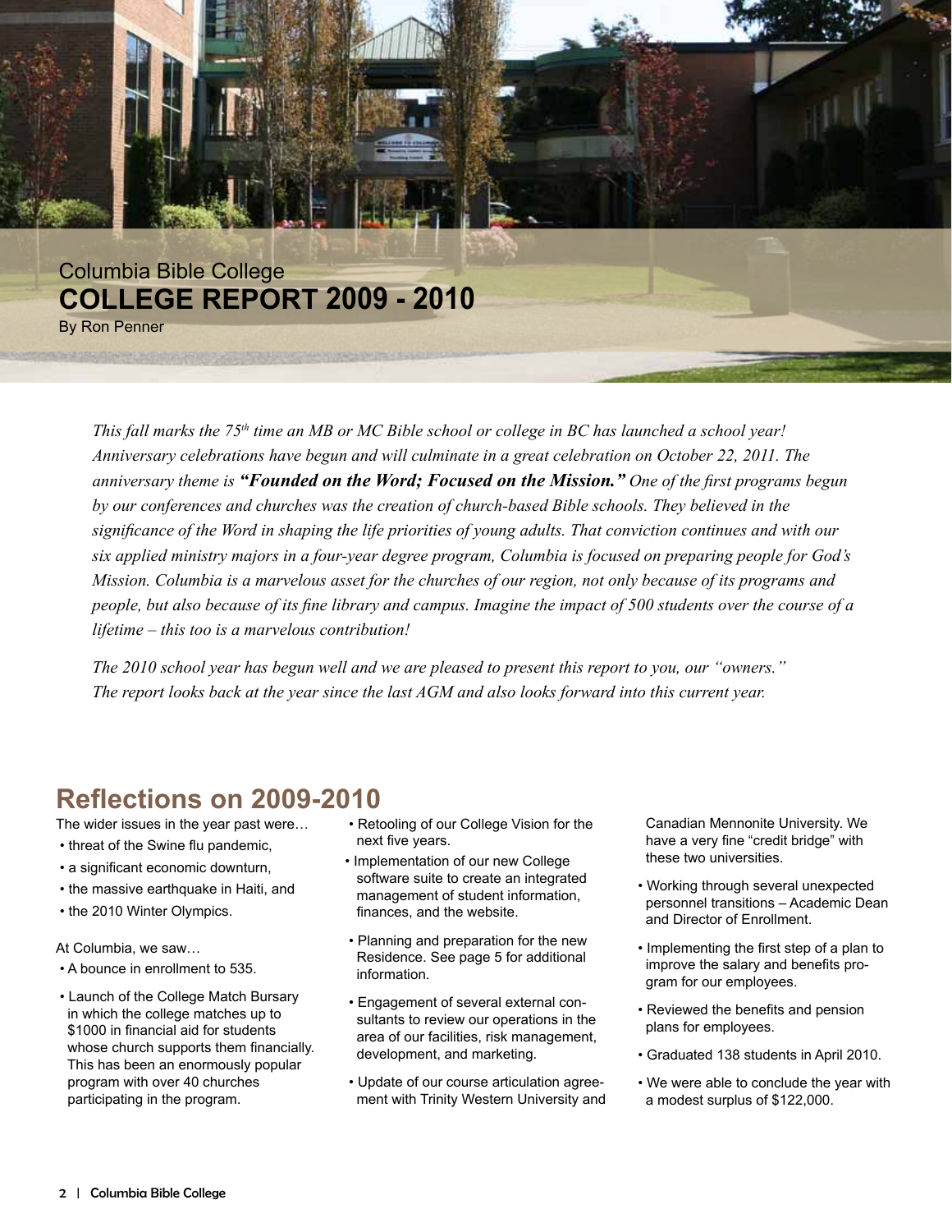Columbia Bible College

# COLLEGE REPORT 2009 - 2010

By Ron Penner

*This fall marks the 75th time an MB or MC Bible school or college in BC has launched a school year! Anniversary celebrations have begun and will culminate in a great celebration on October 22, 2011. The anniversary theme is* ***"Founded on the Word; Focused on the Mission."*** *One of the first programs begun by our conferences and churches was the creation of church-based Bible schools. They believed in the significance of the Word in shaping the life priorities of young adults. That conviction continues and with our six applied ministry majors in a four-year degree program, Columbia is focused on preparing people for God's Mission. Columbia is a marvelous asset for the churches of our region, not only because of its programs and people, but also because of its fine library and campus. Imagine the impact of 500 students over the course of a lifetime – this too is a marvelous contribution!*

*The 2010 school year has begun well and we are pleased to present this report to you, our "owners." The report looks back at the year since the last AGM and also looks forward into this current year.*

## Reflections on 2009-2010

The wider issues in the year past were…

- threat of the Swine flu pandemic,
- a significant economic downturn,
- the massive earthquake in Haiti, and
- the 2010 Winter Olympics.

At Columbia, we saw…

- A bounce in enrollment to 535.
- Launch of the College Match Bursary in which the college matches up to $1000 in financial aid for students whose church supports them financially. This has been an enormously popular program with over 40 churches participating in the program.
- Retooling of our College Vision for the next five years.
- Implementation of our new College software suite to create an integrated management of student information, finances, and the website.
- Planning and preparation for the new Residence. See page 5 for additional information.
- Engagement of several external consultants to review our operations in the area of our facilities, risk management, development, and marketing.
- Update of our course articulation agreement with Trinity Western University and Canadian Mennonite University. We have a very fine "credit bridge" with these two universities.
- Working through several unexpected personnel transitions – Academic Dean and Director of Enrollment.
- Implementing the first step of a plan to improve the salary and benefits program for our employees.
- Reviewed the benefits and pension plans for employees.
- Graduated 138 students in April 2010.
- We were able to conclude the year with a modest surplus of $122,000.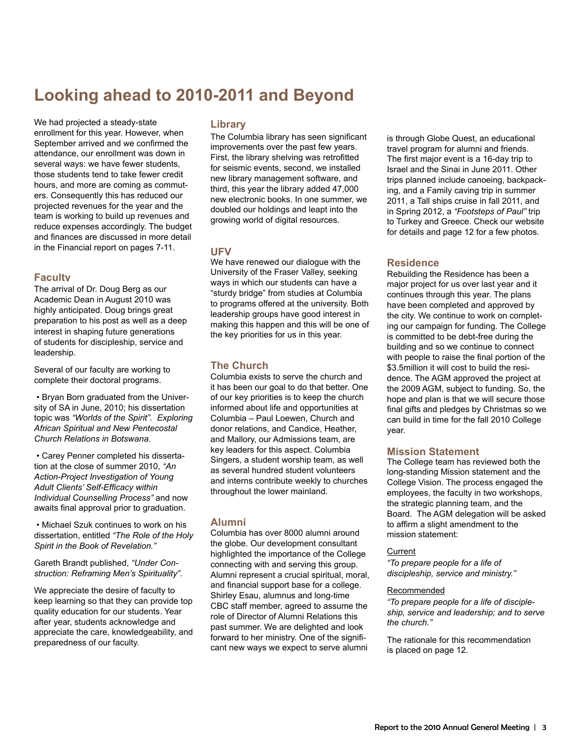# Looking ahead to 2010-2011 and Beyond

We had projected a steady-state enrollment for this year. However, when September arrived and we confirmed the attendance, our enrollment was down in several ways: we have fewer students, those students tend to take fewer credit hours, and more are coming as commuters. Consequently this has reduced our projected revenues for the year and the team is working to build up revenues and reduce expenses accordingly. The budget and finances are discussed in more detail in the Financial report on pages 7-11.

## Faculty

The arrival of Dr. Doug Berg as our Academic Dean in August 2010 was highly anticipated. Doug brings great preparation to his post as well as a deep interest in shaping future generations of students for discipleship, service and leadership.

Several of our faculty are working to complete their doctoral programs.

- Bryan Born graduated from the University of SA in June, 2010; his dissertation topic was *"Worlds of the Spirit". Exploring African Spiritual and New Pentecostal Church Relations in Botswana.*

- Carey Penner completed his dissertation at the close of summer 2010, *"An Action-Project Investigation of Young Adult Clients' Self-Efficacy within Individual Counselling Process"* and now awaits final approval prior to graduation.

- Michael Szuk continues to work on his dissertation, entitled *"The Role of the Holy Spirit in the Book of Revelation."*

Gareth Brandt published, *"Under Construction: Reframing Men's Spirituality".*

We appreciate the desire of faculty to keep learning so that they can provide top quality education for our students. Year after year, students acknowledge and appreciate the care, knowledgeability, and preparedness of our faculty.

## Library

The Columbia library has seen significant improvements over the past few years. First, the library shelving was retrofitted for seismic events, second, we installed new library management software, and third, this year the library added 47,000 new electronic books. In one summer, we doubled our holdings and leapt into the growing world of digital resources.

## UFV

We have renewed our dialogue with the University of the Fraser Valley, seeking ways in which our students can have a "sturdy bridge" from studies at Columbia to programs offered at the university. Both leadership groups have good interest in making this happen and this will be one of the key priorities for us in this year.

## The Church

Columbia exists to serve the church and it has been our goal to do that better. One of our key priorities is to keep the church informed about life and opportunities at Columbia – Paul Loewen, Church and donor relations, and Candice, Heather, and Mallory, our Admissions team, are key leaders for this aspect. Columbia Singers, a student worship team, as well as several hundred student volunteers and interns contribute weekly to churches throughout the lower mainland.

## Alumni

Columbia has over 8000 alumni around the globe. Our development consultant highlighted the importance of the College connecting with and serving this group. Alumni represent a crucial spiritual, moral, and financial support base for a college. Shirley Esau, alumnus and long-time CBC staff member, agreed to assume the role of Director of Alumni Relations this past summer. We are delighted and look forward to her ministry. One of the significant new ways we expect to serve alumni is through Globe Quest, an educational travel program for alumni and friends. The first major event is a 16-day trip to Israel and the Sinai in June 2011. Other trips planned include canoeing, backpacking, and a Family caving trip in summer 2011, a Tall ships cruise in fall 2011, and in Spring 2012, a *"Footsteps of Paul"* trip to Turkey and Greece. Check our website for details and page 12 for a few photos.

## Residence

Rebuilding the Residence has been a major project for us over last year and it continues through this year. The plans have been completed and approved by the city. We continue to work on completing our campaign for funding. The College is committed to be debt-free during the building and so we continue to connect with people to raise the final portion of the $3.5million it will cost to build the residence. The AGM approved the project at the 2009 AGM, subject to funding. So, the hope and plan is that we will secure those final gifts and pledges by Christmas so we can build in time for the fall 2010 College year.

## Mission Statement

The College team has reviewed both the long-standing Mission statement and the College Vision. The process engaged the employees, the faculty in two workshops, the strategic planning team, and the Board. The AGM delegation will be asked to affirm a slight amendment to the mission statement:

Current

*"To prepare people for a life of discipleship, service and ministry."*

Recommended

*"To prepare people for a life of discipleship, service and leadership; and to serve the church."*

The rationale for this recommendation is placed on page 12.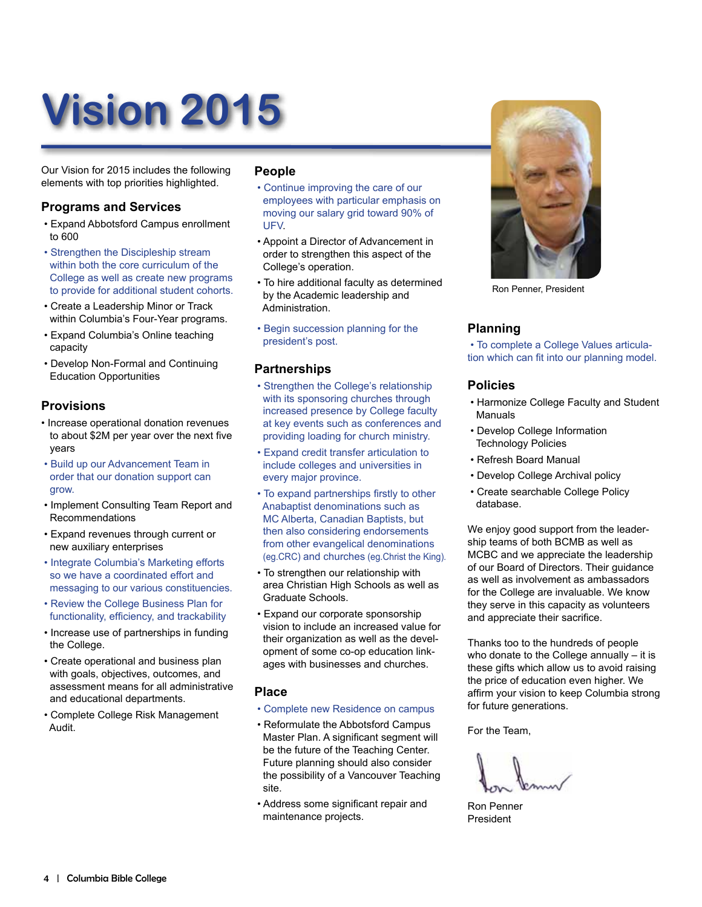# Vision 2015

Our Vision for 2015 includes the following elements with top priorities highlighted.

## Programs and Services

- Expand Abbotsford Campus enrollment to 600
- Strengthen the Discipleship stream within both the core curriculum of the College as well as create new programs to provide for additional student cohorts.
- Create a Leadership Minor or Track within Columbia's Four-Year programs.
- Expand Columbia's Online teaching capacity
- Develop Non-Formal and Continuing Education Opportunities

## Provisions

- Increase operational donation revenues to about $2M per year over the next five years
- Build up our Advancement Team in order that our donation support can grow.
- Implement Consulting Team Report and Recommendations
- Expand revenues through current or new auxiliary enterprises
- Integrate Columbia's Marketing efforts so we have a coordinated effort and messaging to our various constituencies.
- Review the College Business Plan for functionality, efficiency, and trackability
- Increase use of partnerships in funding the College.
- Create operational and business plan with goals, objectives, outcomes, and assessment means for all administrative and educational departments.
- Complete College Risk Management Audit.

## People

- Continue improving the care of our employees with particular emphasis on moving our salary grid toward 90% of UFV.
- Appoint a Director of Advancement in order to strengthen this aspect of the College's operation.
- To hire additional faculty as determined by the Academic leadership and Administration.
- Begin succession planning for the president's post.

## Partnerships

- Strengthen the College's relationship with its sponsoring churches through increased presence by College faculty at key events such as conferences and providing loading for church ministry.
- Expand credit transfer articulation to include colleges and universities in every major province.
- To expand partnerships firstly to other Anabaptist denominations such as MC Alberta, Canadian Baptists, but then also considering endorsements from other evangelical denominations (eg.CRC) and churches (eg.Christ the King).
- To strengthen our relationship with area Christian High Schools as well as Graduate Schools.
- Expand our corporate sponsorship vision to include an increased value for their organization as well as the development of some co-op education linkages with businesses and churches.

## Place

- Complete new Residence on campus
- Reformulate the Abbotsford Campus Master Plan. A significant segment will be the future of the Teaching Center. Future planning should also consider the possibility of a Vancouver Teaching site.
- Address some significant repair and maintenance projects.

Ron Penner, President

## Planning

- To complete a College Values articulation which can fit into our planning model.

## Policies

- Harmonize College Faculty and Student Manuals
- Develop College Information Technology Policies
- Refresh Board Manual
- Develop College Archival policy
- Create searchable College Policy database.

We enjoy good support from the leadership teams of both BCMB as well as MCBC and we appreciate the leadership of our Board of Directors. Their guidance as well as involvement as ambassadors for the College are invaluable. We know they serve in this capacity as volunteers and appreciate their sacrifice.

Thanks too to the hundreds of people who donate to the College annually – it is these gifts which allow us to avoid raising the price of education even higher. We affirm your vision to keep Columbia strong for future generations.

For the Team,

Ron Penner
President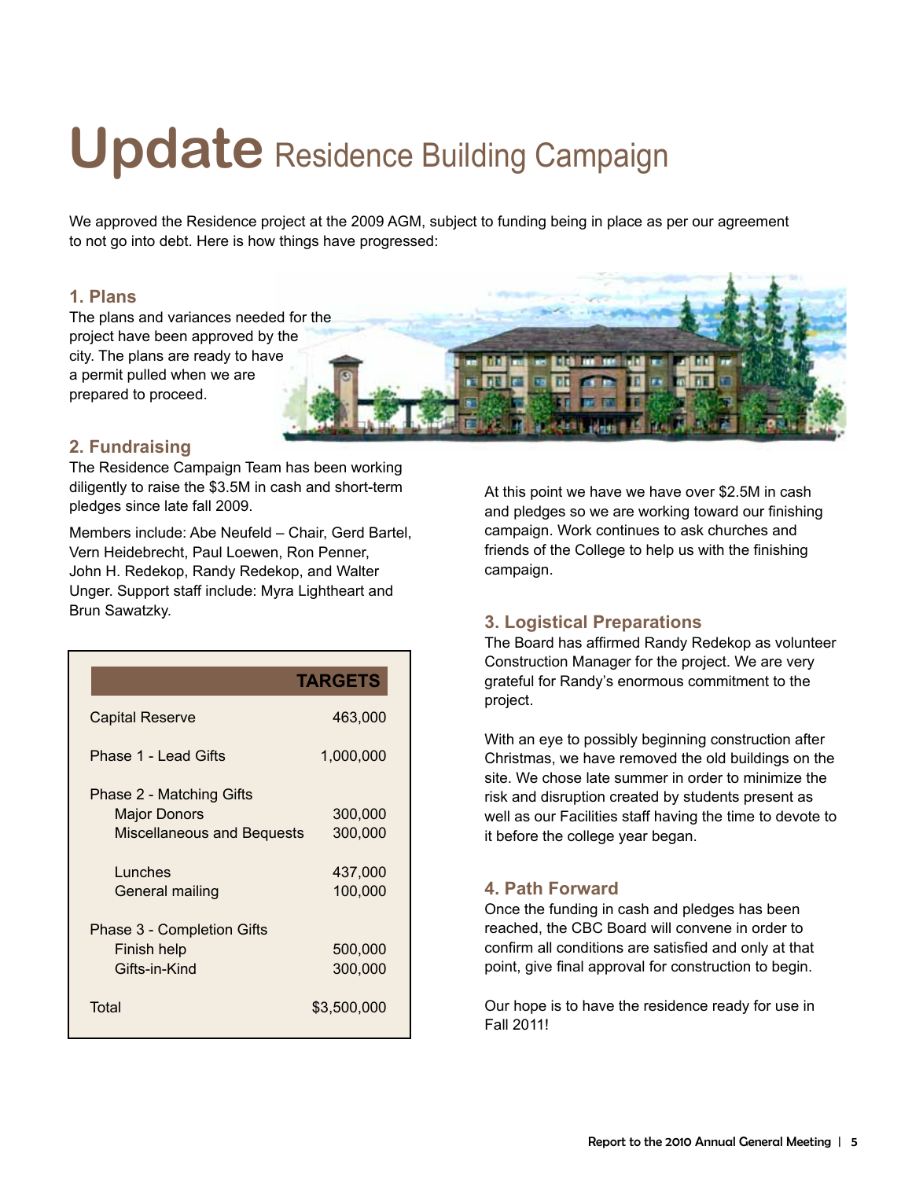# Update Residence Building Campaign

We approved the Residence project at the 2009 AGM, subject to funding being in place as per our agreement to not go into debt. Here is how things have progressed:

### 1. Plans

The plans and variances needed for the project have been approved by the city. The plans are ready to have a permit pulled when we are prepared to proceed.

### 2. Fundraising

The Residence Campaign Team has been working diligently to raise the $3.5M in cash and short-term pledges since late fall 2009.

Members include: Abe Neufeld – Chair, Gerd Bartel, Vern Heidebrecht, Paul Loewen, Ron Penner, John H. Redekop, Randy Redekop, and Walter Unger. Support staff include: Myra Lightheart and Brun Sawatzky.

| | TARGETS |
|---|---|
| Capital Reserve | 463,000 |
| Phase 1 - Lead Gifts | 1,000,000 |
| Phase 2 - Matching Gifts | |
| Major Donors | 300,000 |
| Miscellaneous and Bequests | 300,000 |
| Lunches | 437,000 |
| General mailing | 100,000 |
| Phase 3 - Completion Gifts | |
| Finish help | 500,000 |
| Gifts-in-Kind | 300,000 |
| Total | $3,500,000 |

At this point we have we have over $2.5M in cash and pledges so we are working toward our finishing campaign. Work continues to ask churches and friends of the College to help us with the finishing campaign.

### 3. Logistical Preparations

The Board has affirmed Randy Redekop as volunteer Construction Manager for the project. We are very grateful for Randy's enormous commitment to the project.

With an eye to possibly beginning construction after Christmas, we have removed the old buildings on the site. We chose late summer in order to minimize the risk and disruption created by students present as well as our Facilities staff having the time to devote to it before the college year began.

### 4. Path Forward

Once the funding in cash and pledges has been reached, the CBC Board will convene in order to confirm all conditions are satisfied and only at that point, give final approval for construction to begin.

Our hope is to have the residence ready for use in Fall 2011!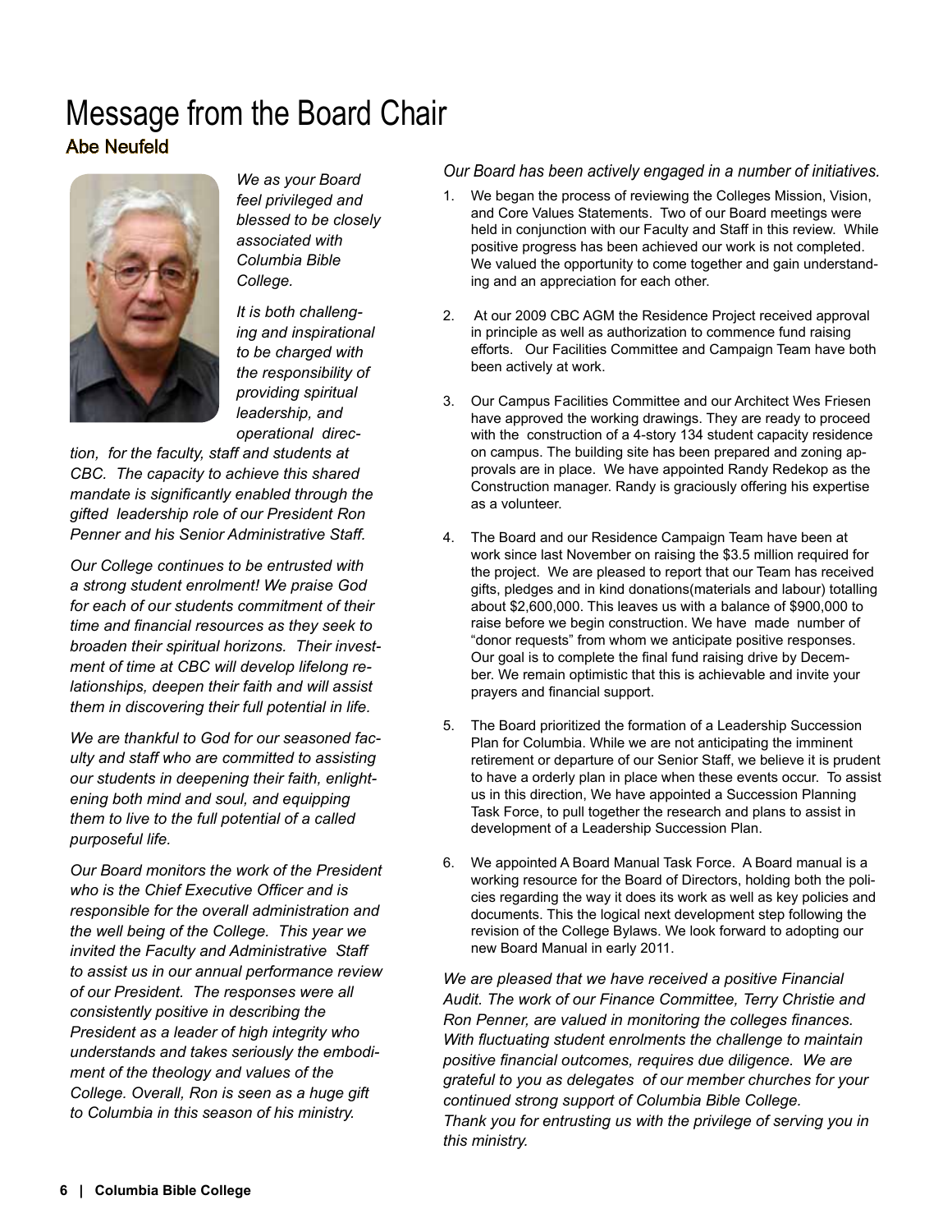# Message from the Board Chair

## Abe Neufeld

*We as your Board feel privileged and blessed to be closely associated with Columbia Bible College.*

*It is both challenging and inspirational to be charged with the responsibility of providing spiritual leadership, and operational direction, for the faculty, staff and students at CBC. The capacity to achieve this shared mandate is significantly enabled through the gifted leadership role of our President Ron Penner and his Senior Administrative Staff.*

*Our College continues to be entrusted with a strong student enrolment! We praise God for each of our students commitment of their time and financial resources as they seek to broaden their spiritual horizons. Their investment of time at CBC will develop lifelong relationships, deepen their faith and will assist them in discovering their full potential in life.*

*We are thankful to God for our seasoned faculty and staff who are committed to assisting our students in deepening their faith, enlightening both mind and soul, and equipping them to live to the full potential of a called purposeful life.*

*Our Board monitors the work of the President who is the Chief Executive Officer and is responsible for the overall administration and the well being of the College. This year we invited the Faculty and Administrative Staff to assist us in our annual performance review of our President. The responses were all consistently positive in describing the President as a leader of high integrity who understands and takes seriously the embodiment of the theology and values of the College. Overall, Ron is seen as a huge gift to Columbia in this season of his ministry.*

*Our Board has been actively engaged in a number of initiatives.*

1. We began the process of reviewing the Colleges Mission, Vision, and Core Values Statements. Two of our Board meetings were held in conjunction with our Faculty and Staff in this review. While positive progress has been achieved our work is not completed. We valued the opportunity to come together and gain understanding and an appreciation for each other.
2. At our 2009 CBC AGM the Residence Project received approval in principle as well as authorization to commence fund raising efforts. Our Facilities Committee and Campaign Team have both been actively at work.
3. Our Campus Facilities Committee and our Architect Wes Friesen have approved the working drawings. They are ready to proceed with the construction of a 4-story 134 student capacity residence on campus. The building site has been prepared and zoning approvals are in place. We have appointed Randy Redekop as the Construction manager. Randy is graciously offering his expertise as a volunteer.
4. The Board and our Residence Campaign Team have been at work since last November on raising the $3.5 million required for the project. We are pleased to report that our Team has received gifts, pledges and in kind donations(materials and labour) totalling about $2,600,000. This leaves us with a balance of $900,000 to raise before we begin construction. We have made number of "donor requests" from whom we anticipate positive responses. Our goal is to complete the final fund raising drive by December. We remain optimistic that this is achievable and invite your prayers and financial support.
5. The Board prioritized the formation of a Leadership Succession Plan for Columbia. While we are not anticipating the imminent retirement or departure of our Senior Staff, we believe it is prudent to have a orderly plan in place when these events occur. To assist us in this direction, We have appointed a Succession Planning Task Force, to pull together the research and plans to assist in development of a Leadership Succession Plan.
6. We appointed A Board Manual Task Force. A Board manual is a working resource for the Board of Directors, holding both the policies regarding the way it does its work as well as key policies and documents. This the logical next development step following the revision of the College Bylaws. We look forward to adopting our new Board Manual in early 2011.

*We are pleased that we have received a positive Financial Audit. The work of our Finance Committee, Terry Christie and Ron Penner, are valued in monitoring the colleges finances. With fluctuating student enrolments the challenge to maintain positive financial outcomes, requires due diligence. We are grateful to you as delegates of our member churches for your continued strong support of Columbia Bible College.*

*Thank you for entrusting us with the privilege of serving you in this ministry.*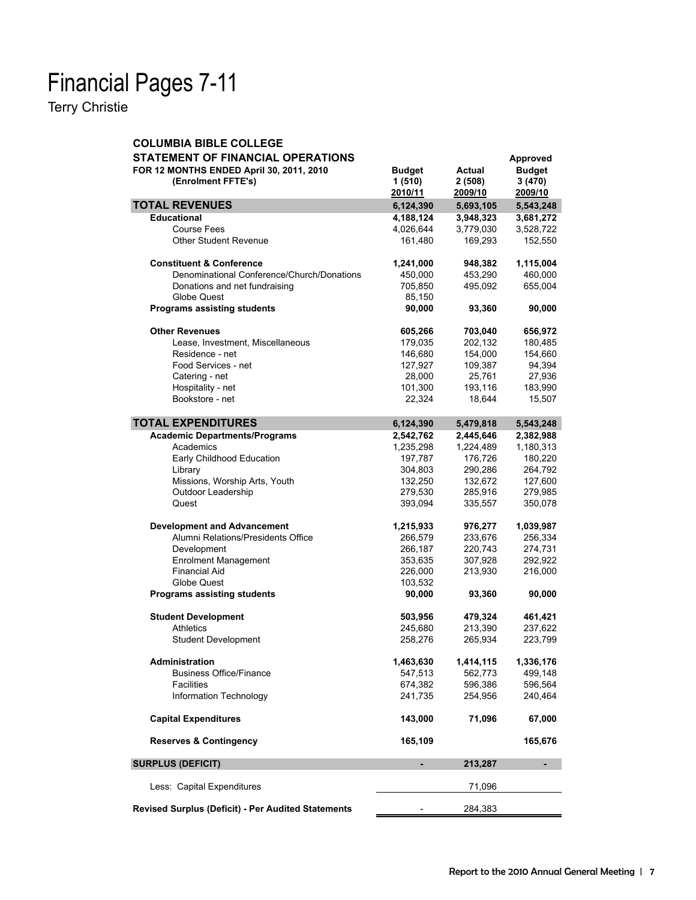# Financial Pages 7-11

Terry Christie

**COLUMBIA BIBLE COLLEGE**
**STATEMENT OF FINANCIAL OPERATIONS**
**FOR 12 MONTHS ENDED April 30, 2011, 2010**
**(Enrolment FFTE's)**

| | Budget 1 (510) 2010/11 | Actual 2 (508) 2009/10 | Approved Budget 3 (470) 2009/10 |
|---|---|---|---|
| **TOTAL REVENUES** | **6,124,390** | **5,693,105** | **5,543,248** |
| **Educational** | **4,188,124** | **3,948,323** | **3,681,272** |
| Course Fees | 4,026,644 | 3,779,030 | 3,528,722 |
| Other Student Revenue | 161,480 | 169,293 | 152,550 |
| **Constituent & Conference** | **1,241,000** | **948,382** | **1,115,004** |
| Denominational Conference/Church/Donations | 450,000 | 453,290 | 460,000 |
| Donations and net fundraising | 705,850 | 495,092 | 655,004 |
| Globe Quest | 85,150 | | |
| **Programs assisting students** | **90,000** | **93,360** | **90,000** |
| **Other Revenues** | **605,266** | **703,040** | **656,972** |
| Lease, Investment, Miscellaneous | 179,035 | 202,132 | 180,485 |
| Residence - net | 146,680 | 154,000 | 154,660 |
| Food Services - net | 127,927 | 109,387 | 94,394 |
| Catering - net | 28,000 | 25,761 | 27,936 |
| Hospitality - net | 101,300 | 193,116 | 183,990 |
| Bookstore - net | 22,324 | 18,644 | 15,507 |
| **TOTAL EXPENDITURES** | **6,124,390** | **5,479,818** | **5,543,248** |
| **Academic Departments/Programs** | **2,542,762** | **2,445,646** | **2,382,988** |
| Academics | 1,235,298 | 1,224,489 | 1,180,313 |
| Early Childhood Education | 197,787 | 176,726 | 180,220 |
| Library | 304,803 | 290,286 | 264,792 |
| Missions, Worship Arts, Youth | 132,250 | 132,672 | 127,600 |
| Outdoor Leadership | 279,530 | 285,916 | 279,985 |
| Quest | 393,094 | 335,557 | 350,078 |
| **Development and Advancement** | **1,215,933** | **976,277** | **1,039,987** |
| Alumni Relations/Presidents Office | 266,579 | 233,676 | 256,334 |
| Development | 266,187 | 220,743 | 274,731 |
| Enrolment Management | 353,635 | 307,928 | 292,922 |
| Financial Aid | 226,000 | 213,930 | 216,000 |
| Globe Quest | 103,532 | | |
| **Programs assisting students** | **90,000** | **93,360** | **90,000** |
| **Student Development** | **503,956** | **479,324** | **461,421** |
| Athletics | 245,680 | 213,390 | 237,622 |
| Student Development | 258,276 | 265,934 | 223,799 |
| **Administration** | **1,463,630** | **1,414,115** | **1,336,176** |
| Business Office/Finance | 547,513 | 562,773 | 499,148 |
| Facilities | 674,382 | 596,386 | 596,564 |
| Information Technology | 241,735 | 254,956 | 240,464 |
| **Capital Expenditures** | **143,000** | **71,096** | **67,000** |
| **Reserves & Contingency** | **165,109** | | **165,676** |
| **SURPLUS (DEFICIT)** | **-** | **213,287** | **-** |
| Less: Capital Expenditures | | 71,096 | |
| **Revised Surplus (Deficit) - Per Audited Statements** | - | 284,383 | |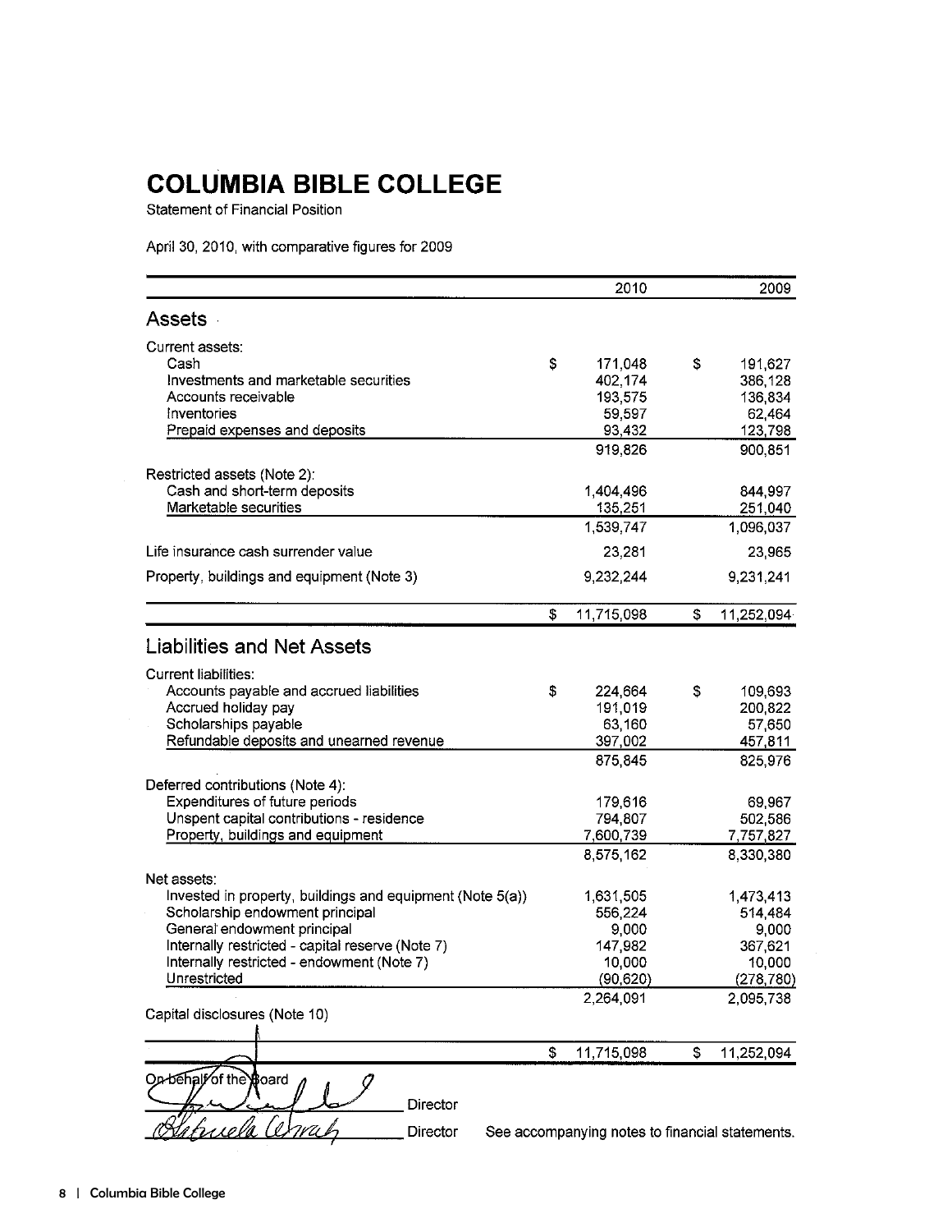# COLUMBIA BIBLE COLLEGE

Statement of Financial Position

April 30, 2010, with comparative figures for 2009

| | 2010 | 2009 |
|---|---|---|
| **Assets** | | |
| Current assets: | | |
| Cash | $ 171,048 | $ 191,627 |
| Investments and marketable securities | 402,174 | 386,128 |
| Accounts receivable | 193,575 | 136,834 |
| Inventories | 59,597 | 62,464 |
| Prepaid expenses and deposits | 93,432 | 123,798 |
| | 919,826 | 900,851 |
| Restricted assets (Note 2): | | |
| Cash and short-term deposits | 1,404,496 | 844,997 |
| Marketable securities | 135,251 | 251,040 |
| | 1,539,747 | 1,096,037 |
| Life insurance cash surrender value | 23,281 | 23,965 |
| Property, buildings and equipment (Note 3) | 9,232,244 | 9,231,241 |
| | $ 11,715,098 | $ 11,252,094 |
| **Liabilities and Net Assets** | | |
| Current liabilities: | | |
| Accounts payable and accrued liabilities | $ 224,664 | $ 109,693 |
| Accrued holiday pay | 191,019 | 200,822 |
| Scholarships payable | 63,160 | 57,650 |
| Refundable deposits and unearned revenue | 397,002 | 457,811 |
| | 875,845 | 825,976 |
| Deferred contributions (Note 4): | | |
| Expenditures of future periods | 179,616 | 69,967 |
| Unspent capital contributions - residence | 794,807 | 502,586 |
| Property, buildings and equipment | 7,600,739 | 7,757,827 |
| | 8,575,162 | 8,330,380 |
| Net assets: | | |
| Invested in property, buildings and equipment (Note 5(a)) | 1,631,505 | 1,473,413 |
| Scholarship endowment principal | 556,224 | 514,484 |
| General endowment principal | 9,000 | 9,000 |
| Internally restricted - capital reserve (Note 7) | 147,982 | 367,621 |
| Internally restricted - endowment (Note 7) | 10,000 | 10,000 |
| Unrestricted | (90,620) | (278,780) |
| | 2,264,091 | 2,095,738 |
| Capital disclosures (Note 10) | | |
| | $ 11,715,098 | $ 11,252,094 |

On behalf of the Board

_______________ Director

_______________ Director

See accompanying notes to financial statements.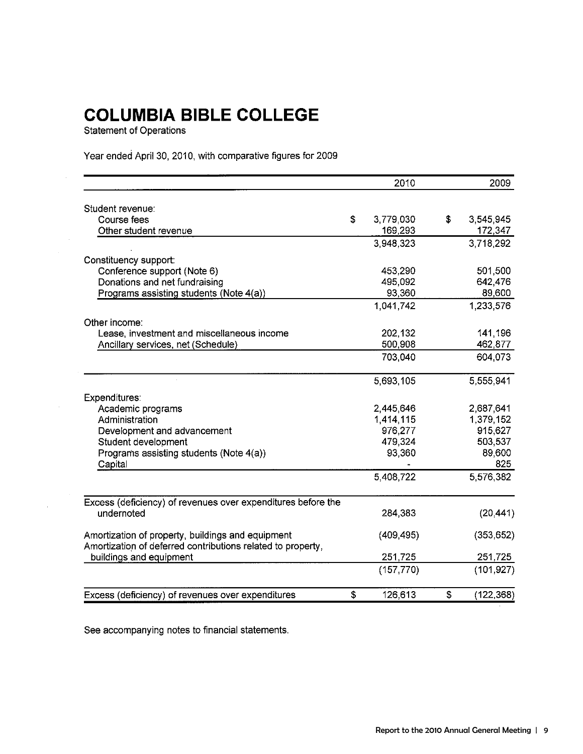# COLUMBIA BIBLE COLLEGE

Statement of Operations

Year ended April 30, 2010, with comparative figures for 2009

| | 2010 | 2009 |
|---|---|---|
| Student revenue: | | |
| Course fees | $ 3,779,030 | $ 3,545,945 |
| Other student revenue | 169,293 | 172,347 |
| | 3,948,323 | 3,718,292 |
| Constituency support: | | |
| Conference support (Note 6) | 453,290 | 501,500 |
| Donations and net fundraising | 495,092 | 642,476 |
| Programs assisting students (Note 4(a)) | 93,360 | 89,600 |
| | 1,041,742 | 1,233,576 |
| Other income: | | |
| Lease, investment and miscellaneous income | 202,132 | 141,196 |
| Ancillary services, net (Schedule) | 500,908 | 462,877 |
| | 703,040 | 604,073 |
| | 5,693,105 | 5,555,941 |
| Expenditures: | | |
| Academic programs | 2,445,646 | 2,687,641 |
| Administration | 1,414,115 | 1,379,152 |
| Development and advancement | 976,277 | 915,627 |
| Student development | 479,324 | 503,537 |
| Programs assisting students (Note 4(a)) | 93,360 | 89,600 |
| Capital | - | 825 |
| | 5,408,722 | 5,576,382 |
| Excess (deficiency) of revenues over expenditures before the undernoted | 284,383 | (20,441) |
| Amortization of property, buildings and equipment | (409,495) | (353,652) |
| Amortization of deferred contributions related to property, buildings and equipment | 251,725 | 251,725 |
| | (157,770) | (101,927) |
| Excess (deficiency) of revenues over expenditures | $ 126,613 | $ (122,368) |

See accompanying notes to financial statements.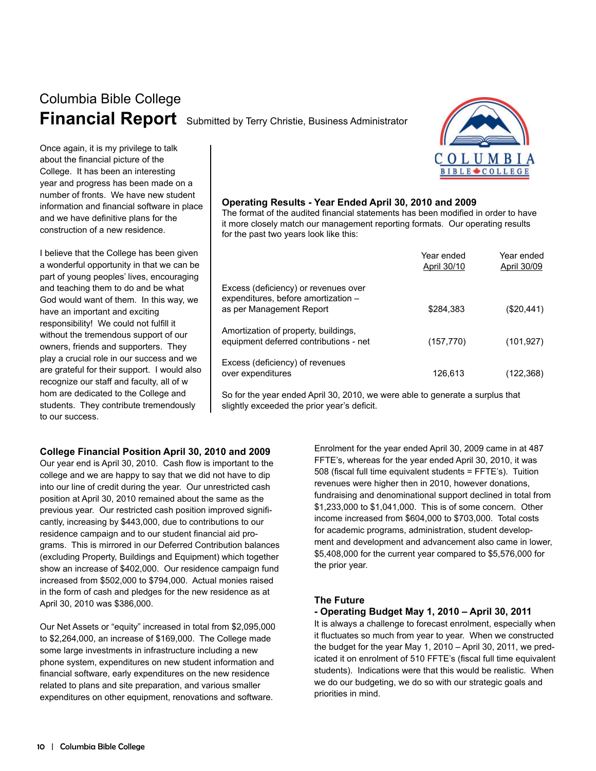Columbia Bible College

# Financial Report

Submitted by Terry Christie, Business Administrator

Once again, it is my privilege to talk about the financial picture of the College. It has been an interesting year and progress has been made on a number of fronts. We have new student information and financial software in place and we have definitive plans for the construction of a new residence.

I believe that the College has been given a wonderful opportunity in that we can be part of young peoples' lives, encouraging and teaching them to do and be what God would want of them. In this way, we have an important and exciting responsibility! We could not fulfill it without the tremendous support of our owners, friends and supporters. They play a crucial role in our success and we are grateful for their support. I would also recognize our staff and faculty, all of w hom are dedicated to the College and students. They contribute tremendously to our success.

### Operating Results - Year Ended April 30, 2010 and 2009

The format of the audited financial statements has been modified in order to have it more closely match our management reporting formats. Our operating results for the past two years look like this:

| | Year ended April 30/10 | Year ended April 30/09 |
|---|---|---|
| Excess (deficiency) or revenues over expenditures, before amortization – as per Management Report | $284,383 | ($20,441) |
| Amortization of property, buildings, equipment deferred contributions - net | (157,770) | (101,927) |
| Excess (deficiency) of revenues over expenditures | 126,613 | (122,368) |

So for the year ended April 30, 2010, we were able to generate a surplus that slightly exceeded the prior year's deficit.

### College Financial Position April 30, 2010 and 2009

Our year end is April 30, 2010. Cash flow is important to the college and we are happy to say that we did not have to dip into our line of credit during the year. Our unrestricted cash position at April 30, 2010 remained about the same as the previous year. Our restricted cash position improved significantly, increasing by $443,000, due to contributions to our residence campaign and to our student financial aid programs. This is mirrored in our Deferred Contribution balances (excluding Property, Buildings and Equipment) which together show an increase of $402,000. Our residence campaign fund increased from $502,000 to $794,000. Actual monies raised in the form of cash and pledges for the new residence as at April 30, 2010 was $386,000.

Our Net Assets or "equity" increased in total from $2,095,000 to $2,264,000, an increase of $169,000. The College made some large investments in infrastructure including a new phone system, expenditures on new student information and financial software, early expenditures on the new residence related to plans and site preparation, and various smaller expenditures on other equipment, renovations and software.

Enrolment for the year ended April 30, 2009 came in at 487 FFTE's, whereas for the year ended April 30, 2010, it was 508 (fiscal full time equivalent students = FFTE's). Tuition revenues were higher then in 2010, however donations, fundraising and denominational support declined in total from $1,233,000 to $1,041,000. This is of some concern. Other income increased from $604,000 to $703,000. Total costs for academic programs, administration, student development and development and advancement also came in lower, $5,408,000 for the current year compared to $5,576,000 for the prior year.

### The Future - Operating Budget May 1, 2010 – April 30, 2011

It is always a challenge to forecast enrolment, especially when it fluctuates so much from year to year. When we constructed the budget for the year May 1, 2010 – April 30, 2011, we predicated it on enrolment of 510 FFTE's (fiscal full time equivalent students). Indications were that this would be realistic. When we do our budgeting, we do so with our strategic goals and priorities in mind.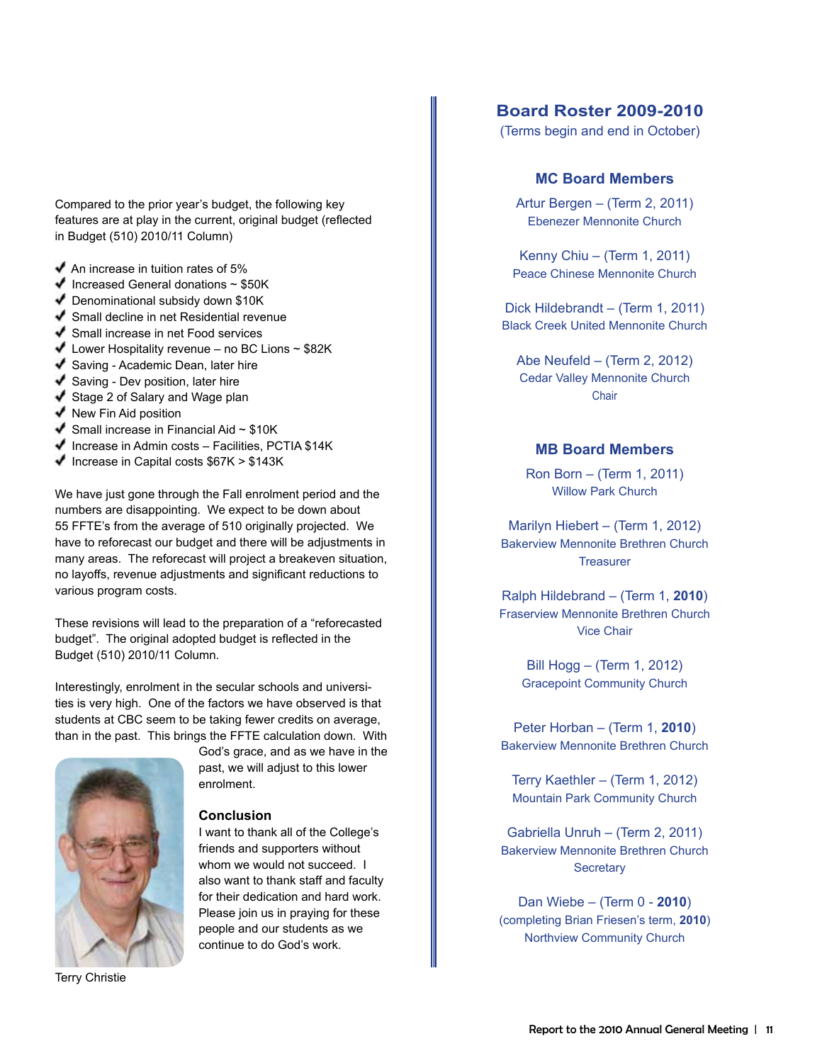Compared to the prior year's budget, the following key features are at play in the current, original budget (reflected in Budget (510) 2010/11 Column)

- ✔ An increase in tuition rates of 5%
- ✔ Increased General donations ~ $50K
- ✔ Denominational subsidy down $10K
- ✔ Small decline in net Residential revenue
- ✔ Small increase in net Food services
- ✔ Lower Hospitality revenue – no BC Lions ~ $82K
- ✔ Saving - Academic Dean, later hire
- ✔ Saving - Dev position, later hire
- ✔ Stage 2 of Salary and Wage plan
- ✔ New Fin Aid position
- ✔ Small increase in Financial Aid ~ $10K
- ✔ Increase in Admin costs – Facilities, PCTIA $14K
- ✔ Increase in Capital costs $67K > $143K

We have just gone through the Fall enrolment period and the numbers are disappointing. We expect to be down about 55 FFTE's from the average of 510 originally projected. We have to reforecast our budget and there will be adjustments in many areas. The reforecast will project a breakeven situation, no layoffs, revenue adjustments and significant reductions to various program costs.

These revisions will lead to the preparation of a "reforecasted budget". The original adopted budget is reflected in the Budget (510) 2010/11 Column.

Interestingly, enrolment in the secular schools and universities is very high. One of the factors we have observed is that students at CBC seem to be taking fewer credits on average, than in the past. This brings the FFTE calculation down. With God's grace, and as we have in the past, we will adjust to this lower enrolment.

### Conclusion

I want to thank all of the College's friends and supporters without whom we would not succeed. I also want to thank staff and faculty for their dedication and hard work. Please join us in praying for these people and our students as we continue to do God's work.

Terry Christie

## Board Roster 2009-2010

(Terms begin and end in October)

### MC Board Members

Artur Bergen – (Term 2, 2011)
Ebenezer Mennonite Church

Kenny Chiu – (Term 1, 2011)
Peace Chinese Mennonite Church

Dick Hildebrandt – (Term 1, 2011)
Black Creek United Mennonite Church

Abe Neufeld – (Term 2, 2012)
Cedar Valley Mennonite Church
Chair

### MB Board Members

Ron Born – (Term 1, 2011)
Willow Park Church

Marilyn Hiebert – (Term 1, 2012)
Bakerview Mennonite Brethren Church
Treasurer

Ralph Hildebrand – (Term 1, **2010**)
Fraserview Mennonite Brethren Church
Vice Chair

Bill Hogg – (Term 1, 2012)
Gracepoint Community Church

Peter Horban – (Term 1, **2010**)
Bakerview Mennonite Brethren Church

Terry Kaethler – (Term 1, 2012)
Mountain Park Community Church

Gabriella Unruh – (Term 2, 2011)
Bakerview Mennonite Brethren Church
Secretary

Dan Wiebe – (Term 0 - **2010**)
(completing Brian Friesen's term, **2010**)
Northview Community Church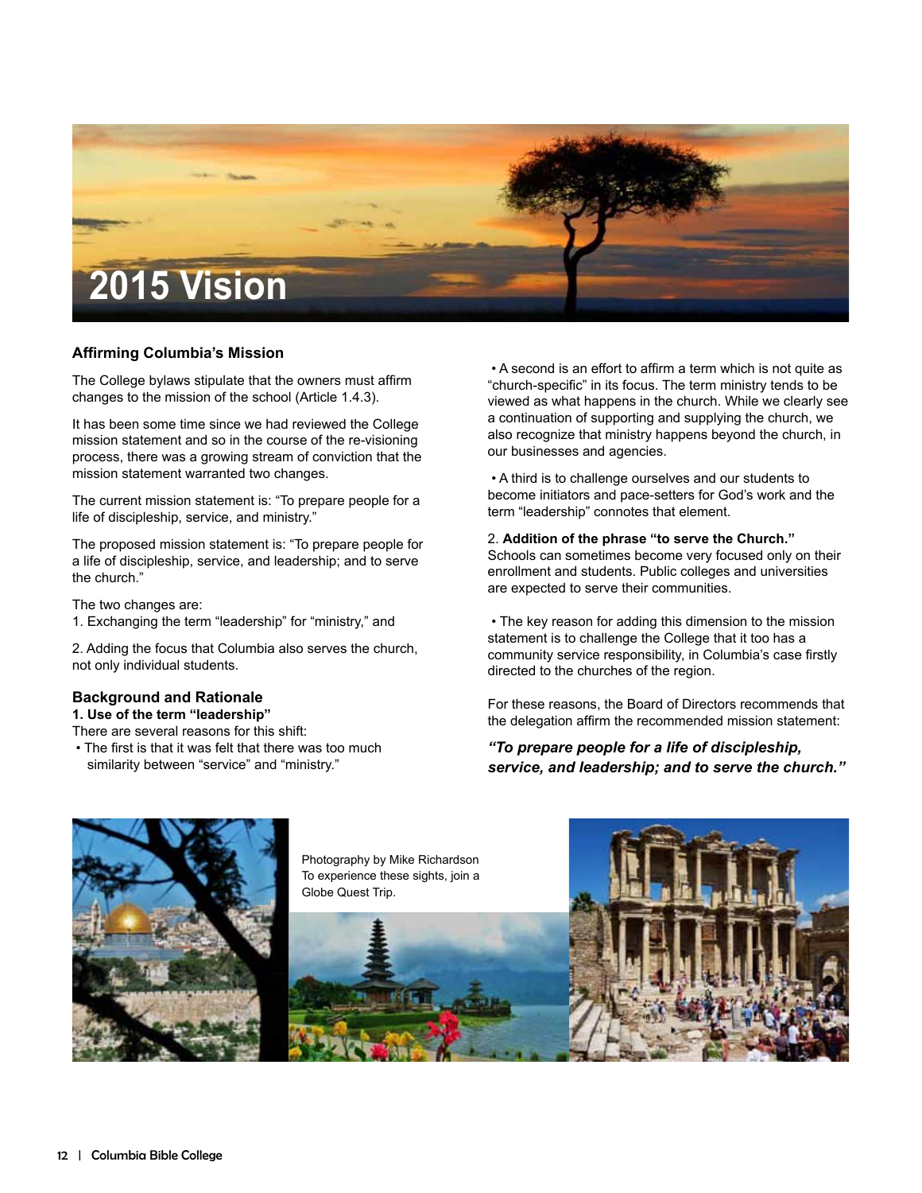# 2015 Vision

## Affirming Columbia's Mission

The College bylaws stipulate that the owners must affirm changes to the mission of the school (Article 1.4.3).

It has been some time since we had reviewed the College mission statement and so in the course of the re-visioning process, there was a growing stream of conviction that the mission statement warranted two changes.

The current mission statement is: "To prepare people for a life of discipleship, service, and ministry."

The proposed mission statement is: "To prepare people for a life of discipleship, service, and leadership; and to serve the church."

The two changes are:
1. Exchanging the term "leadership" for "ministry," and

2. Adding the focus that Columbia also serves the church, not only individual students.

## Background and Rationale

**1. Use of the term "leadership"**

There are several reasons for this shift:

- The first is that it was felt that there was too much similarity between "service" and "ministry."

- A second is an effort to affirm a term which is not quite as "church-specific" in its focus. The term ministry tends to be viewed as what happens in the church. While we clearly see a continuation of supporting and supplying the church, we also recognize that ministry happens beyond the church, in our businesses and agencies.

- A third is to challenge ourselves and our students to become initiators and pace-setters for God's work and the term "leadership" connotes that element.

2. **Addition of the phrase "to serve the Church."** Schools can sometimes become very focused only on their enrollment and students. Public colleges and universities are expected to serve their communities.

- The key reason for adding this dimension to the mission statement is to challenge the College that it too has a community service responsibility, in Columbia's case firstly directed to the churches of the region.

For these reasons, the Board of Directors recommends that the delegation affirm the recommended mission statement:

***"To prepare people for a life of discipleship, service, and leadership; and to serve the church."***

Photography by Mike Richardson
To experience these sights, join a Globe Quest Trip.